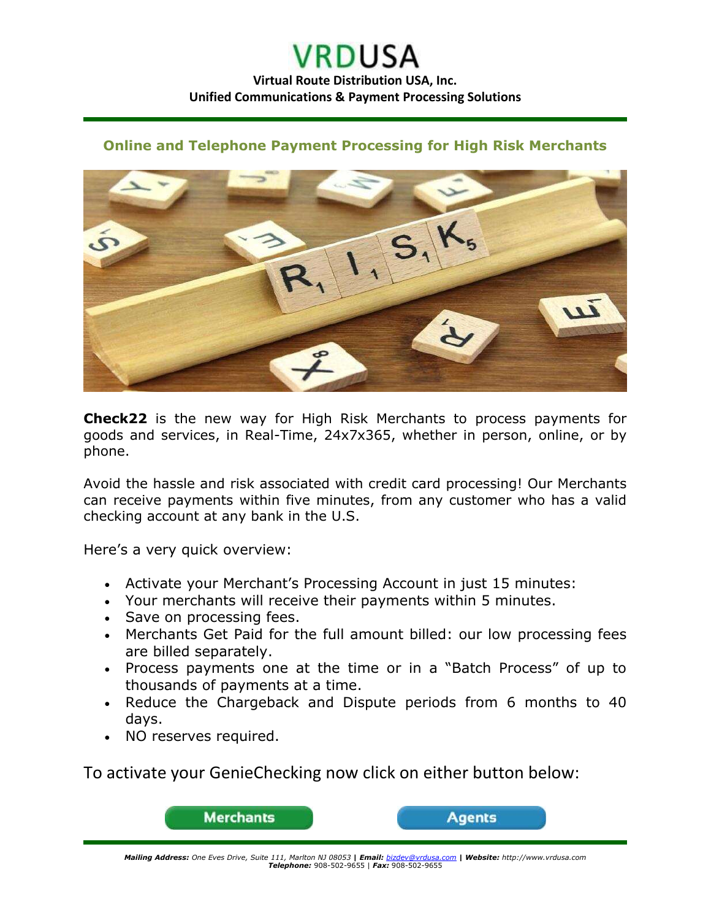# VRDUSA

**Virtual Route Distribution USA, Inc.**
**Unified Communications & Payment Processing Solutions**

## Online and Telephone Payment Processing for High Risk Merchants

**Check22** is the new way for High Risk Merchants to process payments for goods and services, in Real-Time, 24x7x365, whether in person, online, or by phone.

Avoid the hassle and risk associated with credit card processing! Our Merchants can receive payments within five minutes, from any customer who has a valid checking account at any bank in the U.S.

Here's a very quick overview:

- Activate your Merchant's Processing Account in just 15 minutes:
- Your merchants will receive their payments within 5 minutes.
- Save on processing fees.
- Merchants Get Paid for the full amount billed: our low processing fees are billed separately.
- Process payments one at the time or in a "Batch Process" of up to thousands of payments at a time.
- Reduce the Chargeback and Dispute periods from 6 months to 40 days.
- NO reserves required.

To activate your GenieChecking now click on either button below:

Merchants | Agents

***Mailing Address:*** *One Eves Drive, Suite 111, Marlton NJ 08053* **|** ***Email:*** *bizdev@vrdusa.com* **|** ***Website:*** *http://www.vrdusa.com*
***Telephone:*** 908-502-9655 | ***Fax:*** 908-502-9655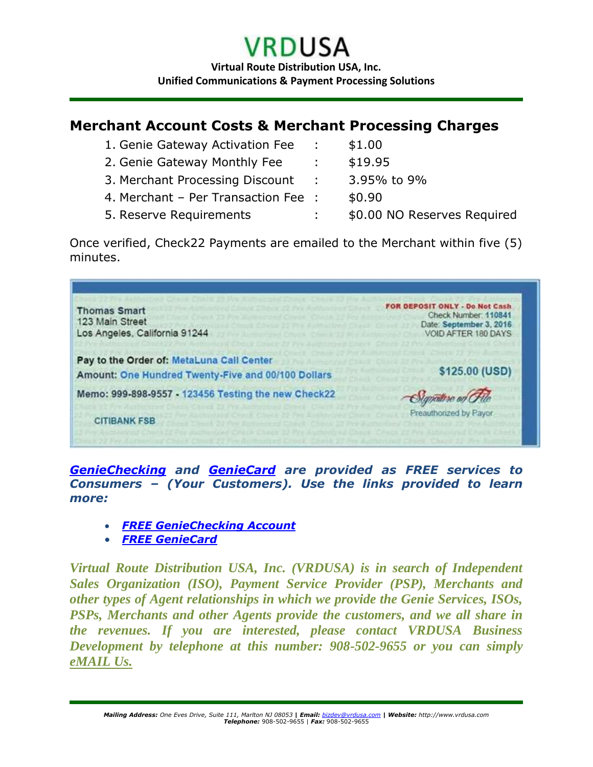# VRDUSA

**Virtual Route Distribution USA, Inc.**
**Unified Communications & Payment Processing Solutions**

## Merchant Account Costs & Merchant Processing Charges

1. Genie Gateway Activation Fee : $1.00
2. Genie Gateway Monthly Fee : $19.95
3. Merchant Processing Discount : 3.95% to 9%
4. Merchant – Per Transaction Fee : $0.90
5. Reserve Requirements : $0.00 NO Reserves Required

Once verified, Check22 Payments are emailed to the Merchant within five (5) minutes.

Thomas Smart
123 Main Street
Los Angeles, California 91244

FOR DEPOSIT ONLY - Do Not Cash
Check Number: 110841
Date: September 3, 2016
VOID AFTER 180 DAYS

Pay to the Order of: MetaLuna Call Center
Amount: One Hundred Twenty-Five and 00/100 Dollars
$125.00 (USD)

Memo: 999-898-9557 - 123456 Testing the new Check22

Signature on File
Preauthorized by Payor

CITIBANK FSB

***GenieChecking** and **GenieCard** are provided as FREE services to Consumers – (Your Customers). Use the links provided to learn more:*

- ***FREE GenieChecking Account***
- ***FREE GenieCard***

***Virtual Route Distribution USA, Inc. (VRDUSA) is in search of Independent Sales Organization (ISO), Payment Service Provider (PSP), Merchants and other types of Agent relationships in which we provide the Genie Services, ISOs, PSPs, Merchants and other Agents provide the customers, and we all share in the revenues. If you are interested, please contact VRDUSA Business Development by telephone at this number: 908-502-9655 or you can simply eMAIL Us.***

***Mailing Address:*** *One Eves Drive, Suite 111, Marlton NJ 08053* | ***Email:*** *bizdev@vrdusa.com* | ***Website:*** *http://www.vrdusa.com*
***Telephone:*** 908-502-9655 | ***Fax:*** 908-502-9655